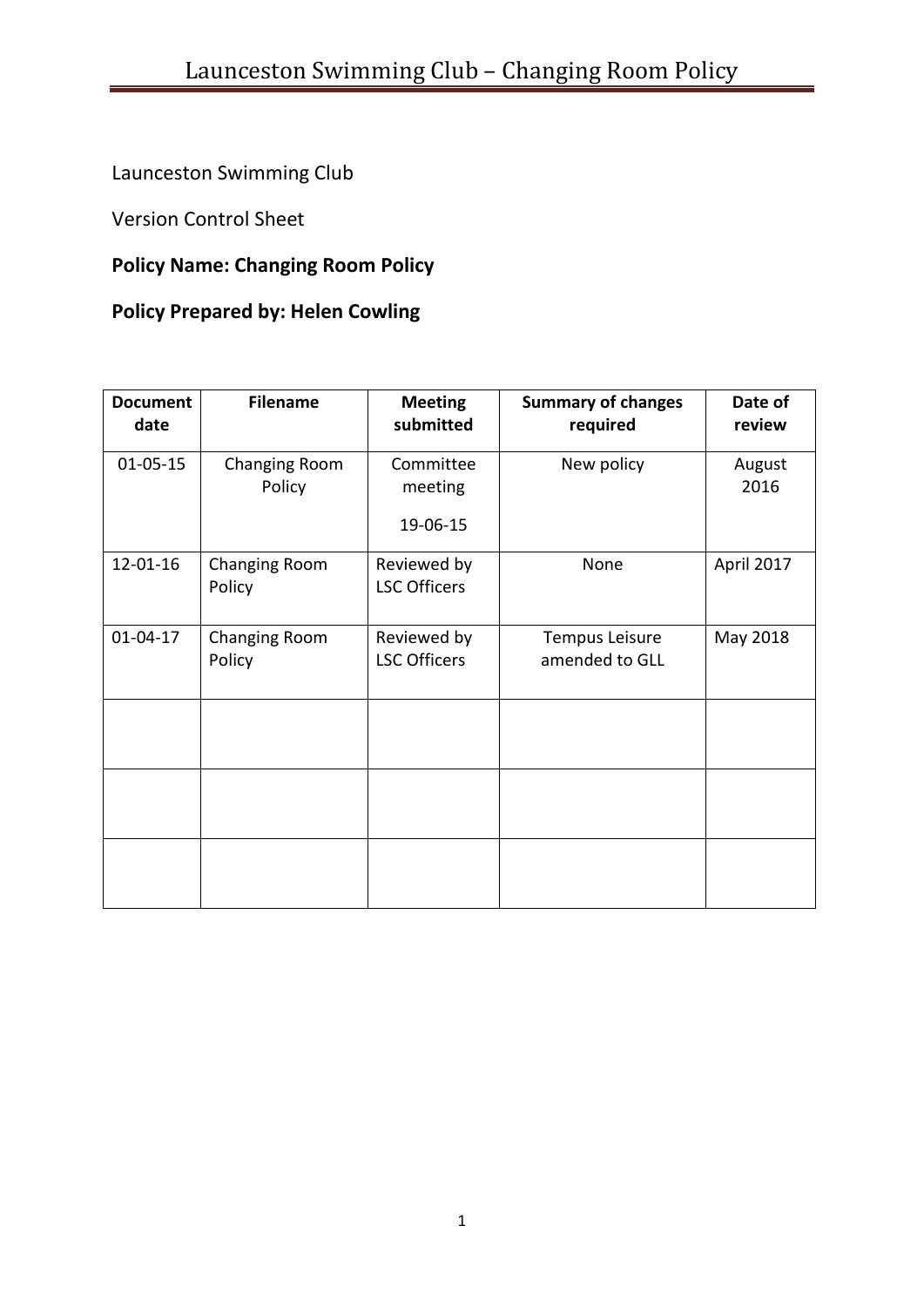Launceston Swimming Club

Version Control Sheet

**Policy Name: Changing Room Policy**

**Policy Prepared by: Helen Cowling**

| Document date | Filename | Meeting submitted | Summary of changes required | Date of review |
|---|---|---|---|---|
| 01-05-15 | Changing Room Policy | Committee meeting 19-06-15 | New policy | August 2016 |
| 12-01-16 | Changing Room Policy | Reviewed by LSC Officers | None | April 2017 |
| 01-04-17 | Changing Room Policy | Reviewed by LSC Officers | Tempus Leisure amended to GLL | May 2018 |
| | | | | |
| | | | | |
| | | | | |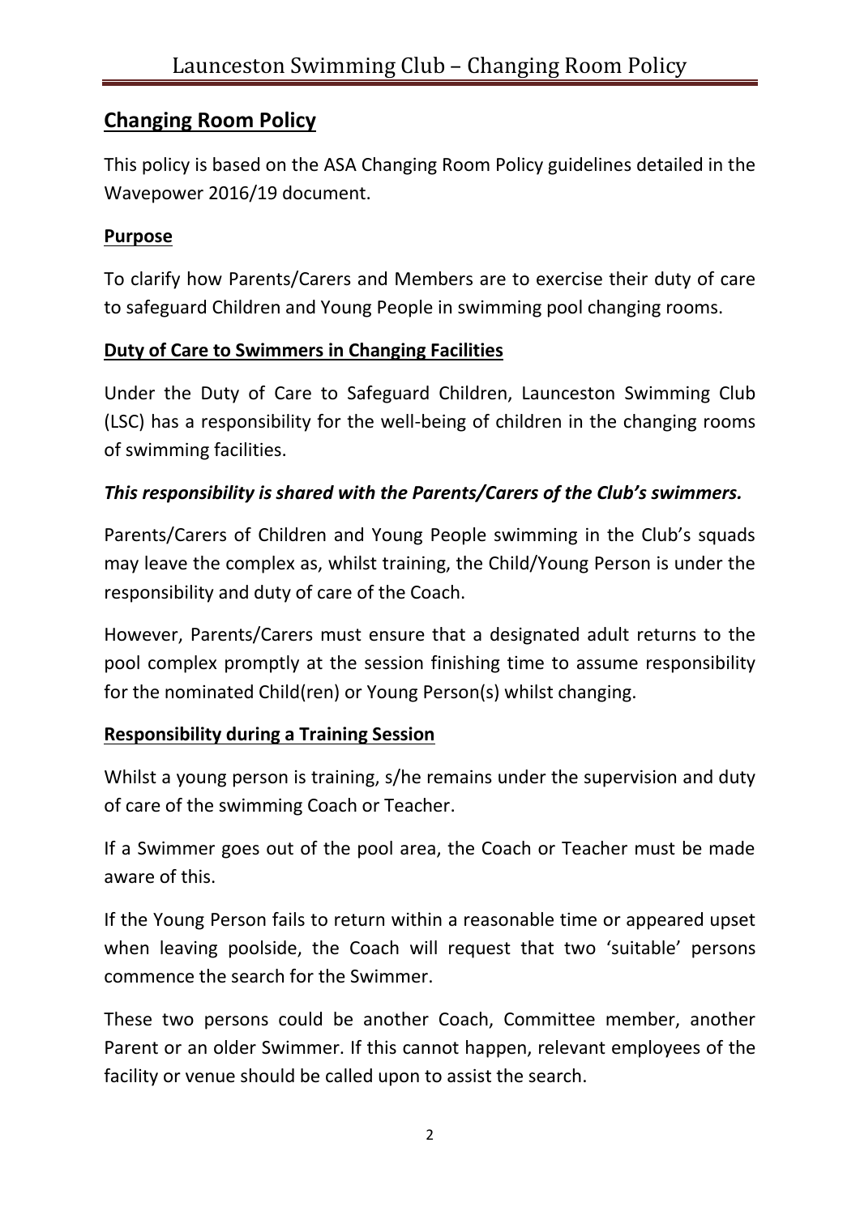## Changing Room Policy

This policy is based on the ASA Changing Room Policy guidelines detailed in the Wavepower 2016/19 document.

### Purpose

To clarify how Parents/Carers and Members are to exercise their duty of care to safeguard Children and Young People in swimming pool changing rooms.

### Duty of Care to Swimmers in Changing Facilities

Under the Duty of Care to Safeguard Children, Launceston Swimming Club (LSC) has a responsibility for the well-being of children in the changing rooms of swimming facilities.

***This responsibility is shared with the Parents/Carers of the Club's swimmers.***

Parents/Carers of Children and Young People swimming in the Club's squads may leave the complex as, whilst training, the Child/Young Person is under the responsibility and duty of care of the Coach.

However, Parents/Carers must ensure that a designated adult returns to the pool complex promptly at the session finishing time to assume responsibility for the nominated Child(ren) or Young Person(s) whilst changing.

### Responsibility during a Training Session

Whilst a young person is training, s/he remains under the supervision and duty of care of the swimming Coach or Teacher.

If a Swimmer goes out of the pool area, the Coach or Teacher must be made aware of this.

If the Young Person fails to return within a reasonable time or appeared upset when leaving poolside, the Coach will request that two 'suitable' persons commence the search for the Swimmer.

These two persons could be another Coach, Committee member, another Parent or an older Swimmer. If this cannot happen, relevant employees of the facility or venue should be called upon to assist the search.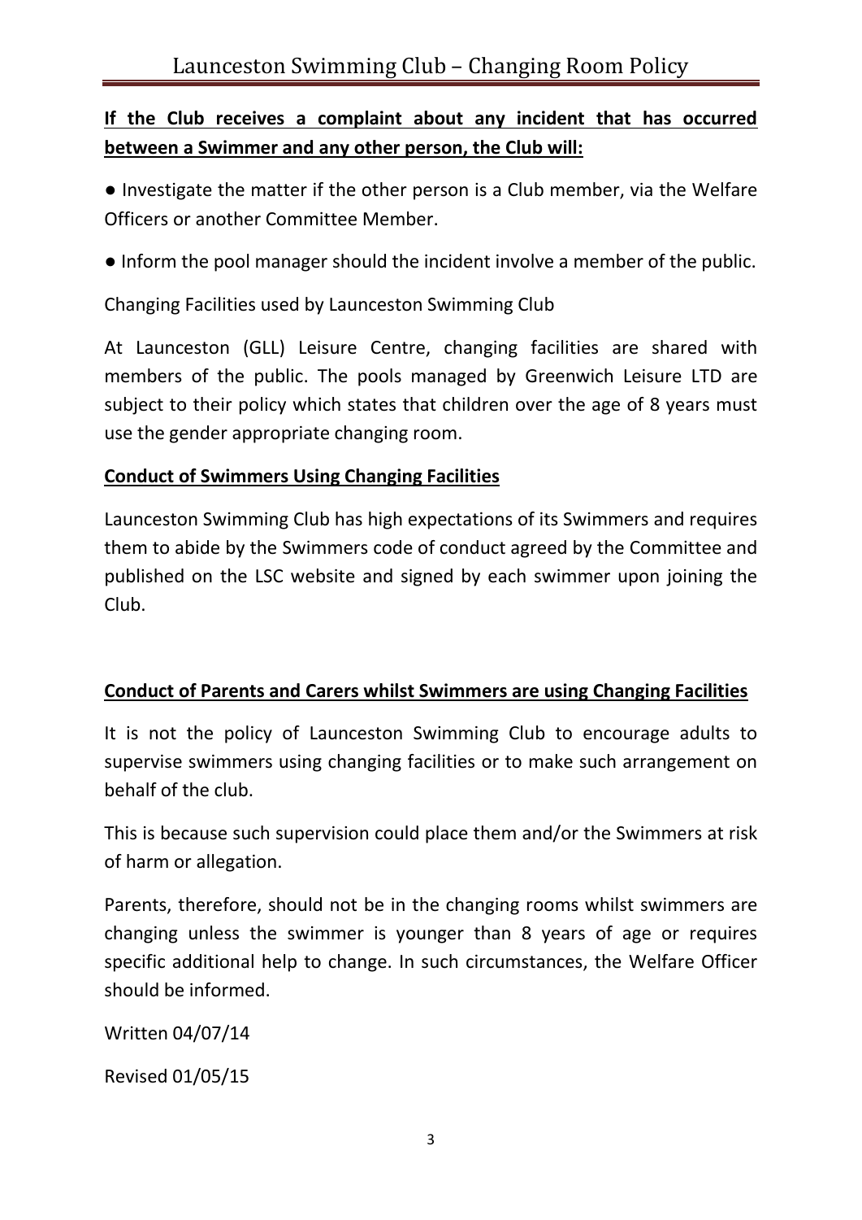**If the Club receives a complaint about any incident that has occurred between a Swimmer and any other person, the Club will:**

● Investigate the matter if the other person is a Club member, via the Welfare Officers or another Committee Member.

● Inform the pool manager should the incident involve a member of the public.

Changing Facilities used by Launceston Swimming Club

At Launceston (GLL) Leisure Centre, changing facilities are shared with members of the public. The pools managed by Greenwich Leisure LTD are subject to their policy which states that children over the age of 8 years must use the gender appropriate changing room.

**Conduct of Swimmers Using Changing Facilities**

Launceston Swimming Club has high expectations of its Swimmers and requires them to abide by the Swimmers code of conduct agreed by the Committee and published on the LSC website and signed by each swimmer upon joining the Club.

**Conduct of Parents and Carers whilst Swimmers are using Changing Facilities**

It is not the policy of Launceston Swimming Club to encourage adults to supervise swimmers using changing facilities or to make such arrangement on behalf of the club.

This is because such supervision could place them and/or the Swimmers at risk of harm or allegation.

Parents, therefore, should not be in the changing rooms whilst swimmers are changing unless the swimmer is younger than 8 years of age or requires specific additional help to change. In such circumstances, the Welfare Officer should be informed.

Written 04/07/14

Revised 01/05/15